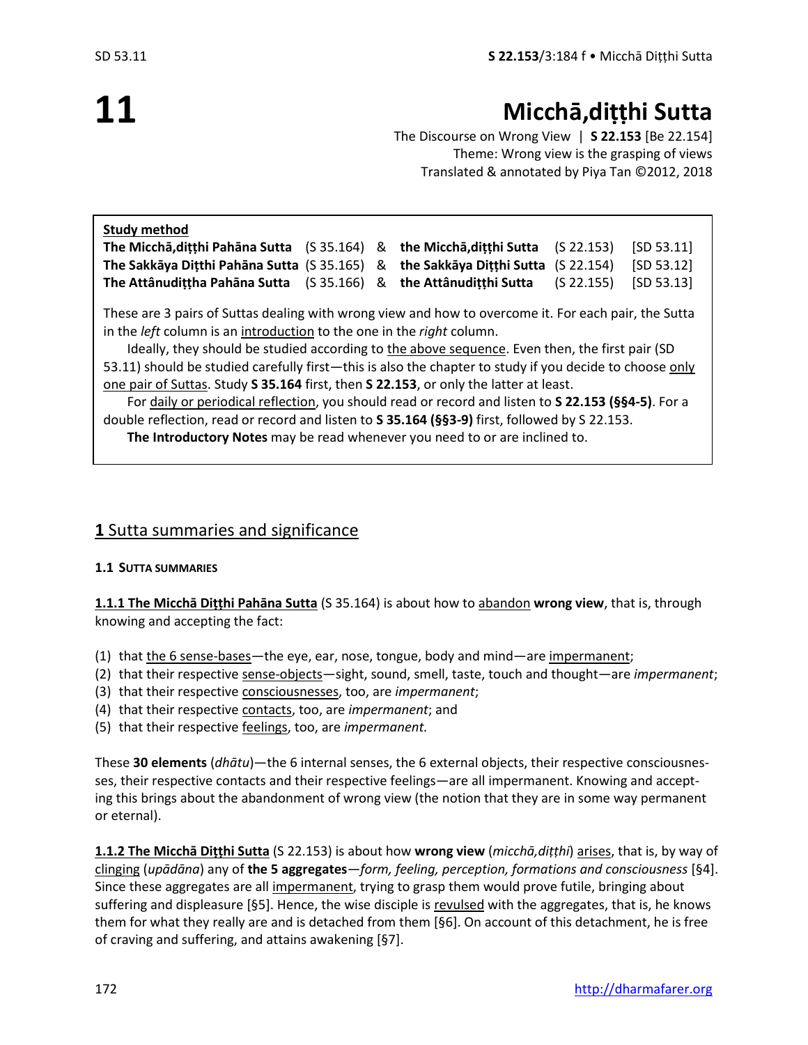# 11 Micchā,diṭṭhi Sutta

The Discourse on Wrong View | **S 22.153** [Be 22.154]
Theme: Wrong view is the grasping of views
Translated & annotated by Piya Tan ©2012, 2018

**Study method**

| | | | | | |
|---|---|---|---|---|---|
| **The Micchā,diṭṭhi Pahāna Sutta** | (S 35.164) | & | **the Micchā,diṭṭhi Sutta** | (S 22.153) | [SD 53.11] |
| **The Sakkāya Diṭṭhi Pahāna Sutta** | (S 35.165) | & | **the Sakkāya Diṭṭhi Sutta** | (S 22.154) | [SD 53.12] |
| **The Attânudiṭṭha Pahāna Sutta** | (S 35.166) | & | **the Attânudiṭṭhi Sutta** | (S 22.155) | [SD 53.13] |

These are 3 pairs of Suttas dealing with wrong view and how to overcome it. For each pair, the Sutta in the *left* column is an introduction to the one in the *right* column.

Ideally, they should be studied according to the above sequence. Even then, the first pair (SD 53.11) should be studied carefully first—this is also the chapter to study if you decide to choose only one pair of Suttas. Study **S 35.164** first, then **S 22.153**, or only the latter at least.

For daily or periodical reflection, you should read or record and listen to **S 22.153 (§§4-5)**. For a double reflection, read or record and listen to **S 35.164 (§§3-9)** first, followed by S 22.153.

**The Introductory Notes** may be read whenever you need to or are inclined to.

## 1 Sutta summaries and significance

### 1.1 SUTTA SUMMARIES

**1.1.1 The Micchā Diṭṭhi Pahāna Sutta** (S 35.164) is about how to abandon **wrong view**, that is, through knowing and accepting the fact:

(1) that the 6 sense-bases—the eye, ear, nose, tongue, body and mind—are impermanent;
(2) that their respective sense-objects—sight, sound, smell, taste, touch and thought—are *impermanent*;
(3) that their respective consciousnesses, too, are *impermanent*;
(4) that their respective contacts, too, are *impermanent*; and
(5) that their respective feelings, too, are *impermanent.*

These **30 elements** (*dhātu*)—the 6 internal senses, the 6 external objects, their respective consciousnesses, their respective contacts and their respective feelings—are all impermanent. Knowing and accepting this brings about the abandonment of wrong view (the notion that they are in some way permanent or eternal).

**1.1.2 The Micchā Diṭṭhi Sutta** (S 22.153) is about how **wrong view** (*micchā,diṭṭhi*) arises, that is, by way of clinging (*upādāna*) any of **the 5 aggregates**—*form, feeling, perception, formations and consciousness* [§4]. Since these aggregates are all impermanent, trying to grasp them would prove futile, bringing about suffering and displeasure [§5]. Hence, the wise disciple is revulsed with the aggregates, that is, he knows them for what they really are and is detached from them [§6]. On account of this detachment, he is free of craving and suffering, and attains awakening [§7].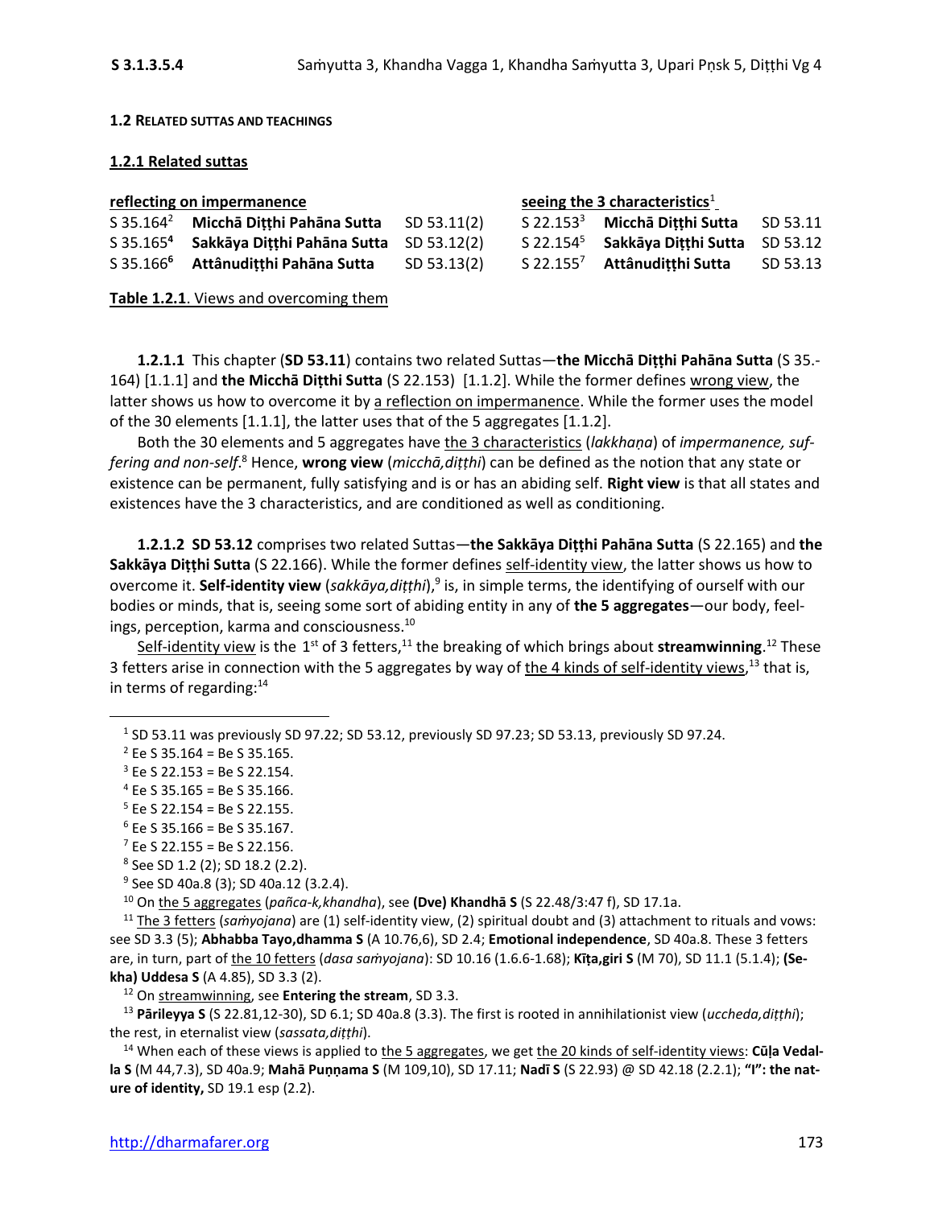**1.2 RELATED SUTTAS AND TEACHINGS**

**1.2.1 Related suttas**

| reflecting on impermanence | | | seeing the 3 characteristics[1] | | |
|---|---|---|---|---|---|
| S 35.164[2] | **Micchā Diṭṭhi Pahāna Sutta** | SD 53.11(2) | S 22.153[3] | **Micchā Diṭṭhi Sutta** | SD 53.11 |
| S 35.165[4] | **Sakkāya Diṭṭhi Pahāna Sutta** | SD 53.12(2) | S 22.154[5] | **Sakkāya Diṭṭhi Sutta** | SD 53.12 |
| S 35.166[6] | **Attânudiṭṭhi Pahāna Sutta** | SD 53.13(2) | S 22.155[7] | **Attânudiṭṭhi Sutta** | SD 53.13 |

**Table 1.2.1**. Views and overcoming them

**1.2.1.1** This chapter (**SD 53.11**) contains two related Suttas—**the Micchā Diṭṭhi Pahāna Sutta** (S 35.164) [1.1.1] and **the Micchā Diṭṭhi Sutta** (S 22.153) [1.1.2]. While the former defines wrong view, the latter shows us how to overcome it by a reflection on impermanence. While the former uses the model of the 30 elements [1.1.1], the latter uses that of the 5 aggregates [1.1.2].

Both the 30 elements and 5 aggregates have the 3 characteristics (*lakkhaṇa*) of *impermanence, suffering and non-self*.[8] Hence, **wrong view** (*micchā,diṭṭhi*) can be defined as the notion that any state or existence can be permanent, fully satisfying and is or has an abiding self. **Right view** is that all states and existences have the 3 characteristics, and are conditioned as well as conditioning.

**1.2.1.2** **SD 53.12** comprises two related Suttas—**the Sakkāya Diṭṭhi Pahāna Sutta** (S 22.165) and **the Sakkāya Diṭṭhi Sutta** (S 22.166). While the former defines self-identity view, the latter shows us how to overcome it. **Self-identity view** (*sakkāya,diṭṭhi*),[9] is, in simple terms, the identifying of ourself with our bodies or minds, that is, seeing some sort of abiding entity in any of **the 5 aggregates**—our body, feelings, perception, karma and consciousness.[10]

Self-identity view is the 1st of 3 fetters,[11] the breaking of which brings about **streamwinning**.[12] These 3 fetters arise in connection with the 5 aggregates by way of the 4 kinds of self-identity views,[13] that is, in terms of regarding:[14]

---

[1] SD 53.11 was previously SD 97.22; SD 53.12, previously SD 97.23; SD 53.13, previously SD 97.24.

[2] Ee S 35.164 = Be S 35.165.

[3] Ee S 22.153 = Be S 22.154.

[4] Ee S 35.165 = Be S 35.166.

[5] Ee S 22.154 = Be S 22.155.

[6] Ee S 35.166 = Be S 35.167.

[7] Ee S 22.155 = Be S 22.156.

[8] See SD 1.2 (2); SD 18.2 (2.2).

[9] See SD 40a.8 (3); SD 40a.12 (3.2.4).

[10] On the 5 aggregates (*pañca-k,khandha*), see **(Dve) Khandhā S** (S 22.48/3:47 f), SD 17.1a.

[11] The 3 fetters (*saṁyojana*) are (1) self-identity view, (2) spiritual doubt and (3) attachment to rituals and vows: see SD 3.3 (5); **Abhabba Tayo,dhamma S** (A 10.76,6), SD 2.4; **Emotional independence**, SD 40a.8. These 3 fetters are, in turn, part of the 10 fetters (*dasa saṁyojana*): SD 10.16 (1.6.6-1.68); **Kīṭa,giri S** (M 70), SD 11.1 (5.1.4); **(Sekha) Uddesa S** (A 4.85), SD 3.3 (2).

[12] On streamwinning, see **Entering the stream**, SD 3.3.

[13] **Pārileyya S** (S 22.81,12-30), SD 6.1; SD 40a.8 (3.3). The first is rooted in annihilationist view (*uccheda,diṭṭhi*); the rest, in eternalist view (*sassata,diṭṭhi*).

[14] When each of these views is applied to the 5 aggregates, we get the 20 kinds of self-identity views: **Cūḷa Vedalla S** (M 44,7.3), SD 40a.9; **Mahā Puṇṇama S** (M 109,10), SD 17.11; **Nadī S** (S 22.93) @ SD 42.18 (2.2.1); **"I": the nature of identity,** SD 19.1 esp (2.2).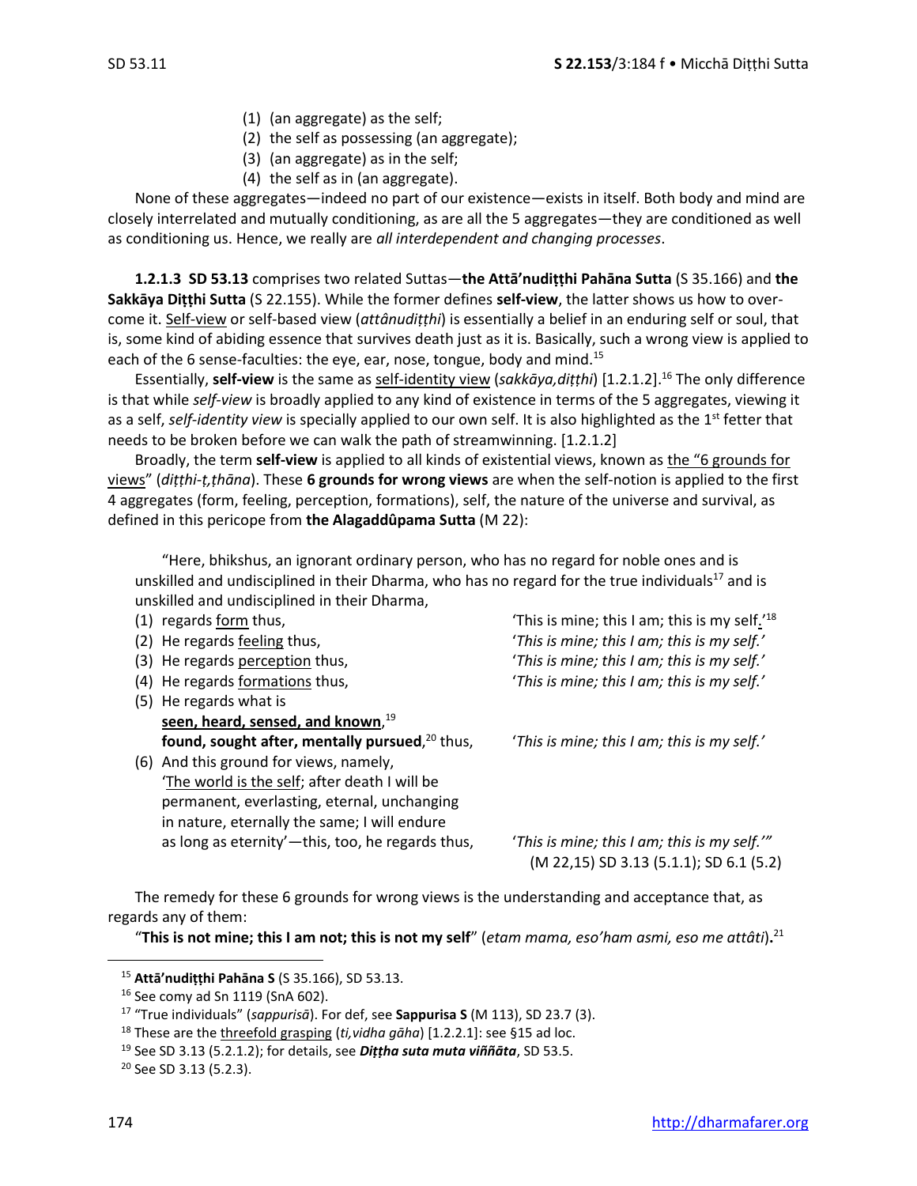(1) (an aggregate) as the self;
(2) the self as possessing (an aggregate);
(3) (an aggregate) as in the self;
(4) the self as in (an aggregate).

None of these aggregates—indeed no part of our existence—exists in itself. Both body and mind are closely interrelated and mutually conditioning, as are all the 5 aggregates—they are conditioned as well as conditioning us. Hence, we really are *all interdependent and changing processes*.

**1.2.1.3 SD 53.13** comprises two related Suttas—**the Attā'nudiṭṭhi Pahāna Sutta** (S 35.166) and **the Sakkāya Diṭṭhi Sutta** (S 22.155). While the former defines **self-view**, the latter shows us how to overcome it. Self-view or self-based view (*attânudiṭṭhi*) is essentially a belief in an enduring self or soul, that is, some kind of abiding essence that survives death just as it is. Basically, such a wrong view is applied to each of the 6 sense-faculties: the eye, ear, nose, tongue, body and mind.[15]

Essentially, **self-view** is the same as self-identity view (*sakkāya,diṭṭhi*) [1.2.1.2].[16] The only difference is that while *self-view* is broadly applied to any kind of existence in terms of the 5 aggregates, viewing it as a self, *self-identity view* is specially applied to our own self. It is also highlighted as the 1st fetter that needs to be broken before we can walk the path of streamwinning. [1.2.1.2]

Broadly, the term **self-view** is applied to all kinds of existential views, known as the "6 grounds for views" (*diṭṭhi-ṭ,ṭhāna*). These **6 grounds for wrong views** are when the self-notion is applied to the first 4 aggregates (form, feeling, perception, formations), self, the nature of the universe and survival, as defined in this pericope from **the Alagaddûpama Sutta** (M 22):

> "Here, bhikshus, an ignorant ordinary person, who has no regard for noble ones and is unskilled and undisciplined in their Dharma, who has no regard for the true individuals[17] and is unskilled and undisciplined in their Dharma,
>
> (1) regards form thus, 'This is mine; this I am; this is my self.'[18]
> (2) He regards feeling thus, '*This is mine; this I am; this is my self.*'
> (3) He regards perception thus, '*This is mine; this I am; this is my self.*'
> (4) He regards formations thus, '*This is mine; this I am; this is my self.*'
> (5) He regards what is **seen, heard, sensed, and known**,[19] **found, sought after, mentally pursued**,[20] thus, '*This is mine; this I am; this is my self.*'
> (6) And this ground for views, namely, 'The world is the self; after death I will be permanent, everlasting, eternal, unchanging in nature, eternally the same; I will endure as long as eternity'—this, too, he regards thus, '*This is mine; this I am; this is my self.*'"
>
> (M 22,15) SD 3.13 (5.1.1); SD 6.1 (5.2)

The remedy for these 6 grounds for wrong views is the understanding and acceptance that, as regards any of them:

"**This is not mine; this I am not; this is not my self**" (*etam mama, eso'ham asmi, eso me attâti*).[21]

---

[15] **Attā'nudiṭṭhi Pahāna S** (S 35.166), SD 53.13.

[16] See comy ad Sn 1119 (SnA 602).

[17] "True individuals" (*sappurisā*). For def, see **Sappurisa S** (M 113), SD 23.7 (3).

[18] These are the threefold grasping (*ti,vidha gāha*) [1.2.2.1]: see §15 ad loc.

[19] See SD 3.13 (5.2.1.2); for details, see ***Diṭṭha suta muta viññāta***, SD 53.5.

[20] See SD 3.13 (5.2.3).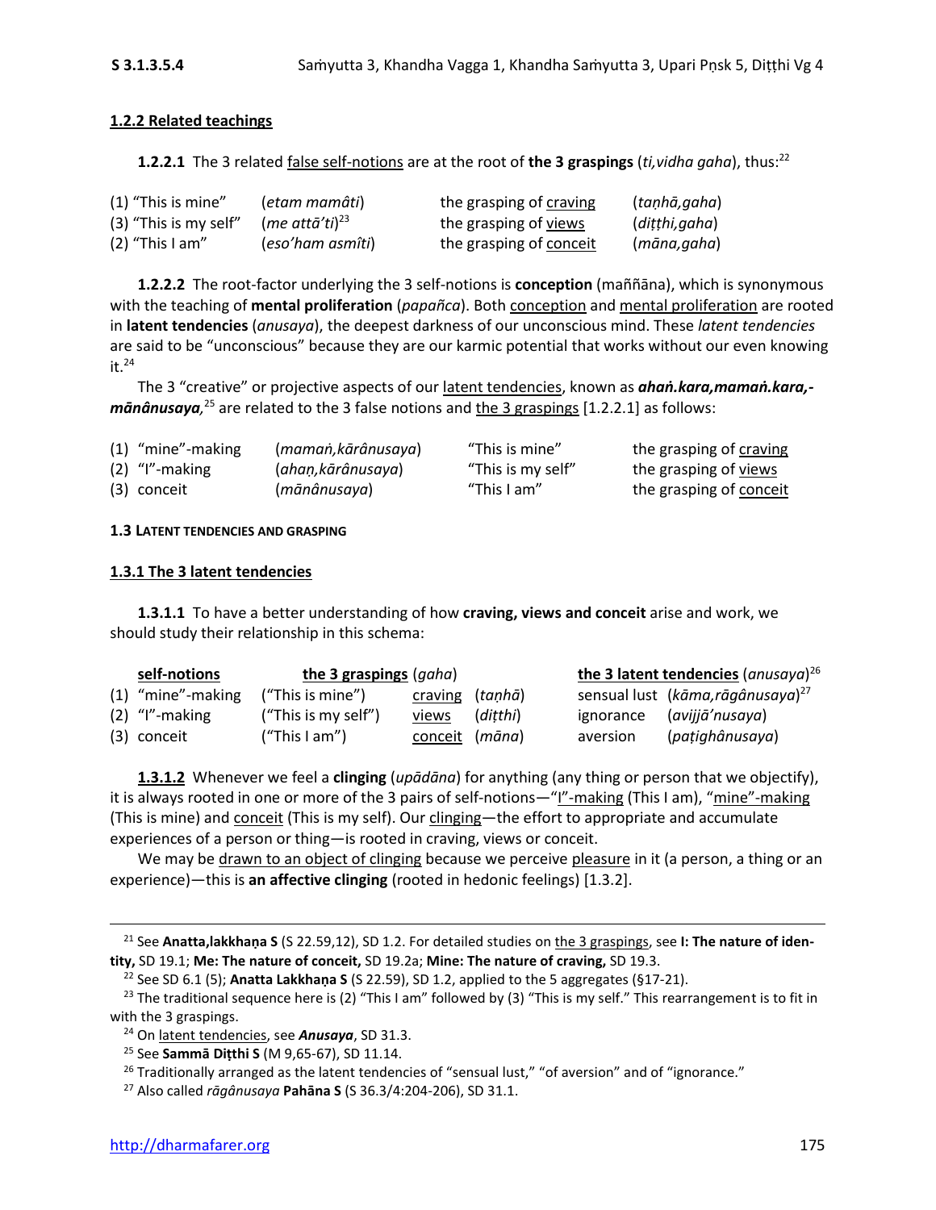### 1.2.2 Related teachings

**1.2.2.1** The 3 related false self-notions are at the root of **the 3 graspings** (*ti,vidha gaha*), thus:[22]

| | | | |
|---|---|---|---|
| (1) "This is mine" | (*etam mamâti*) | the grasping of craving | (*taṇhā,gaha*) |
| (3) "This is my self" | (*me attā'ti*)[23] | the grasping of views | (*diṭṭhi,gaha*) |
| (2) "This I am" | (*eso'ham asmîti*) | the grasping of conceit | (*māna,gaha*) |

**1.2.2.2** The root-factor underlying the 3 self-notions is **conception** (maññāna), which is synonymous with the teaching of **mental proliferation** (*papañca*). Both conception and mental proliferation are rooted in **latent tendencies** (*anusaya*), the deepest darkness of our unconscious mind. These *latent tendencies* are said to be "unconscious" because they are our karmic potential that works without our even knowing it.[24]

The 3 "creative" or projective aspects of our latent tendencies, known as ***ahaṅ.kara,mamaṅ.kara,-mānânusaya,***[25] are related to the 3 false notions and the 3 graspings [1.2.2.1] as follows:

| | | | |
|---|---|---|---|
| (1) "mine"-making | (*mamaṅ,kārânusaya*) | "This is mine" | the grasping of craving |
| (2) "I"-making | (*ahaṇ,kārânusaya*) | "This is my self" | the grasping of views |
| (3) conceit | (*mānânusaya*) | "This I am" | the grasping of conceit |

#### 1.3 LATENT TENDENCIES AND GRASPING

### 1.3.1 The 3 latent tendencies

**1.3.1.1** To have a better understanding of how **craving, views and conceit** arise and work, we should study their relationship in this schema:

| self-notions | the 3 graspings (*gaha*) | | | the 3 latent tendencies (*anusaya*)[26] | |
|---|---|---|---|---|---|
| (1) "mine"-making | ("This is mine") | craving | (*taṇhā*) | sensual lust | (*kāma,rāgânusaya*)[27] |
| (2) "I"-making | ("This is my self") | views | (*diṭṭhi*) | ignorance | (*avijjā'nusaya*) |
| (3) conceit | ("This I am") | conceit | (*māna*) | aversion | (*paṭighânusaya*) |

**1.3.1.2** Whenever we feel a **clinging** (*upādāna*) for anything (any thing or person that we objectify), it is always rooted in one or more of the 3 pairs of self-notions—"I"-making (This I am), "mine"-making (This is mine) and conceit (This is my self). Our clinging—the effort to appropriate and accumulate experiences of a person or thing—is rooted in craving, views or conceit.

We may be drawn to an object of clinging because we perceive pleasure in it (a person, a thing or an experience)—this is **an affective clinging** (rooted in hedonic feelings) [1.3.2].

---

[21] See **Anatta,lakkhaṇa S** (S 22.59,12), SD 1.2. For detailed studies on the 3 graspings, see **I: The nature of identity,** SD 19.1; **Me: The nature of conceit,** SD 19.2a; **Mine: The nature of craving,** SD 19.3.

[22] See SD 6.1 (5); **Anatta Lakkhaṇa S** (S 22.59), SD 1.2, applied to the 5 aggregates (§17-21).

[23] The traditional sequence here is (2) "This I am" followed by (3) "This is my self." This rearrangement is to fit in with the 3 graspings.

[24] On latent tendencies, see ***Anusaya***, SD 31.3.

[25] See **Sammā Diṭṭhi S** (M 9,65-67), SD 11.14.

[26] Traditionally arranged as the latent tendencies of "sensual lust," "of aversion" and of "ignorance."

[27] Also called *rāgânusaya* **Pahāna S** (S 36.3/4:204-206), SD 31.1.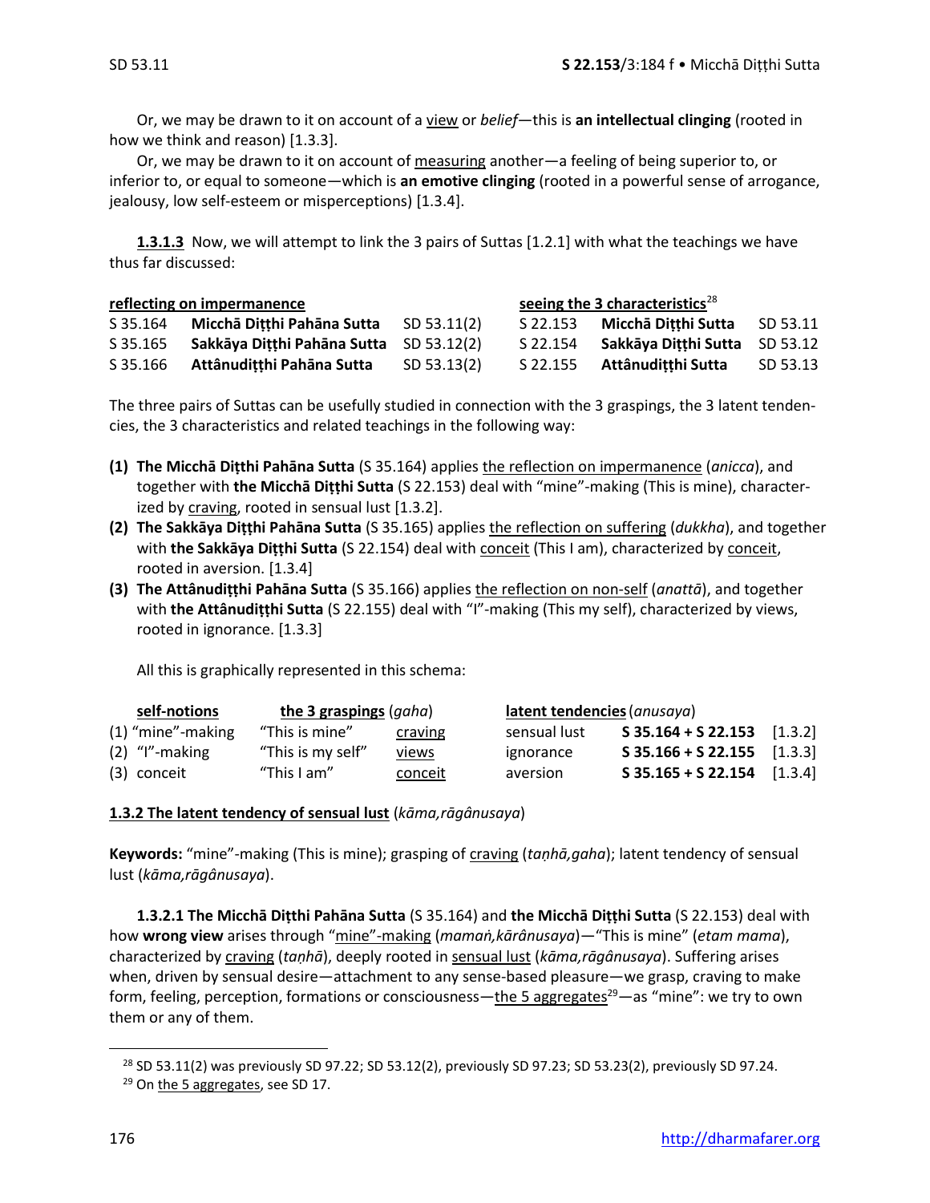Or, we may be drawn to it on account of a view or *belief*—this is **an intellectual clinging** (rooted in how we think and reason) [1.3.3].

Or, we may be drawn to it on account of measuring another—a feeling of being superior to, or inferior to, or equal to someone—which is **an emotive clinging** (rooted in a powerful sense of arrogance, jealousy, low self-esteem or misperceptions) [1.3.4].

**1.3.1.3** Now, we will attempt to link the 3 pairs of Suttas [1.2.1] with what the teachings we have thus far discussed:

| reflecting on impermanence | | | seeing the 3 characteristics[28] | | |
|---|---|---|---|---|---|
| S 35.164 | **Micchā Diṭṭhi Pahāna Sutta** | SD 53.11(2) | S 22.153 | **Micchā Diṭṭhi Sutta** | SD 53.11 |
| S 35.165 | **Sakkāya Diṭṭhi Pahāna Sutta** | SD 53.12(2) | S 22.154 | **Sakkāya Diṭṭhi Sutta** | SD 53.12 |
| S 35.166 | **Attânudiṭṭhi Pahāna Sutta** | SD 53.13(2) | S 22.155 | **Attânudiṭṭhi Sutta** | SD 53.13 |

The three pairs of Suttas can be usefully studied in connection with the 3 graspings, the 3 latent tendencies, the 3 characteristics and related teachings in the following way:

**(1) The Micchā Diṭṭhi Pahāna Sutta** (S 35.164) applies the reflection on impermanence (*anicca*), and together with **the Micchā Diṭṭhi Sutta** (S 22.153) deal with "mine"-making (This is mine), characterized by craving, rooted in sensual lust [1.3.2].

**(2) The Sakkāya Diṭṭhi Pahāna Sutta** (S 35.165) applies the reflection on suffering (*dukkha*), and together with **the Sakkāya Diṭṭhi Sutta** (S 22.154) deal with conceit (This I am), characterized by conceit, rooted in aversion. [1.3.4]

**(3) The Attânudiṭṭhi Pahāna Sutta** (S 35.166) applies the reflection on non-self (*anattā*), and together with **the Attânudiṭṭhi Sutta** (S 22.155) deal with "I"-making (This my self), characterized by views, rooted in ignorance. [1.3.3]

All this is graphically represented in this schema:

| self-notions | the 3 graspings (*gaha*) | | latent tendencies (*anusaya*) | | |
|---|---|---|---|---|---|
| (1) "mine"-making | "This is mine" | craving | sensual lust | **S 35.164 + S 22.153** | [1.3.2] |
| (2) "I"-making | "This is my self" | views | ignorance | **S 35.166 + S 22.155** | [1.3.3] |
| (3) conceit | "This I am" | conceit | aversion | **S 35.165 + S 22.154** | [1.3.4] |

### 1.3.2 The latent tendency of sensual lust (*kāma,rāgânusaya*)

**Keywords:** "mine"-making (This is mine); grasping of craving (*taṇhā,gaha*); latent tendency of sensual lust (*kāma,rāgânusaya*).

**1.3.2.1 The Micchā Diṭṭhi Pahāna Sutta** (S 35.164) and **the Micchā Diṭṭhi Sutta** (S 22.153) deal with how **wrong view** arises through "mine"-making (*mamaṁ,kārânusaya*)—"This is mine" (*etam mama*), characterized by craving (*taṇhā*), deeply rooted in sensual lust (*kāma,rāgânusaya*). Suffering arises when, driven by sensual desire—attachment to any sense-based pleasure—we grasp, craving to make form, feeling, perception, formations or consciousness—the 5 aggregates[29]—as "mine": we try to own them or any of them.

[28] SD 53.11(2) was previously SD 97.22; SD 53.12(2), previously SD 97.23; SD 53.23(2), previously SD 97.24.

[29] On the 5 aggregates, see SD 17.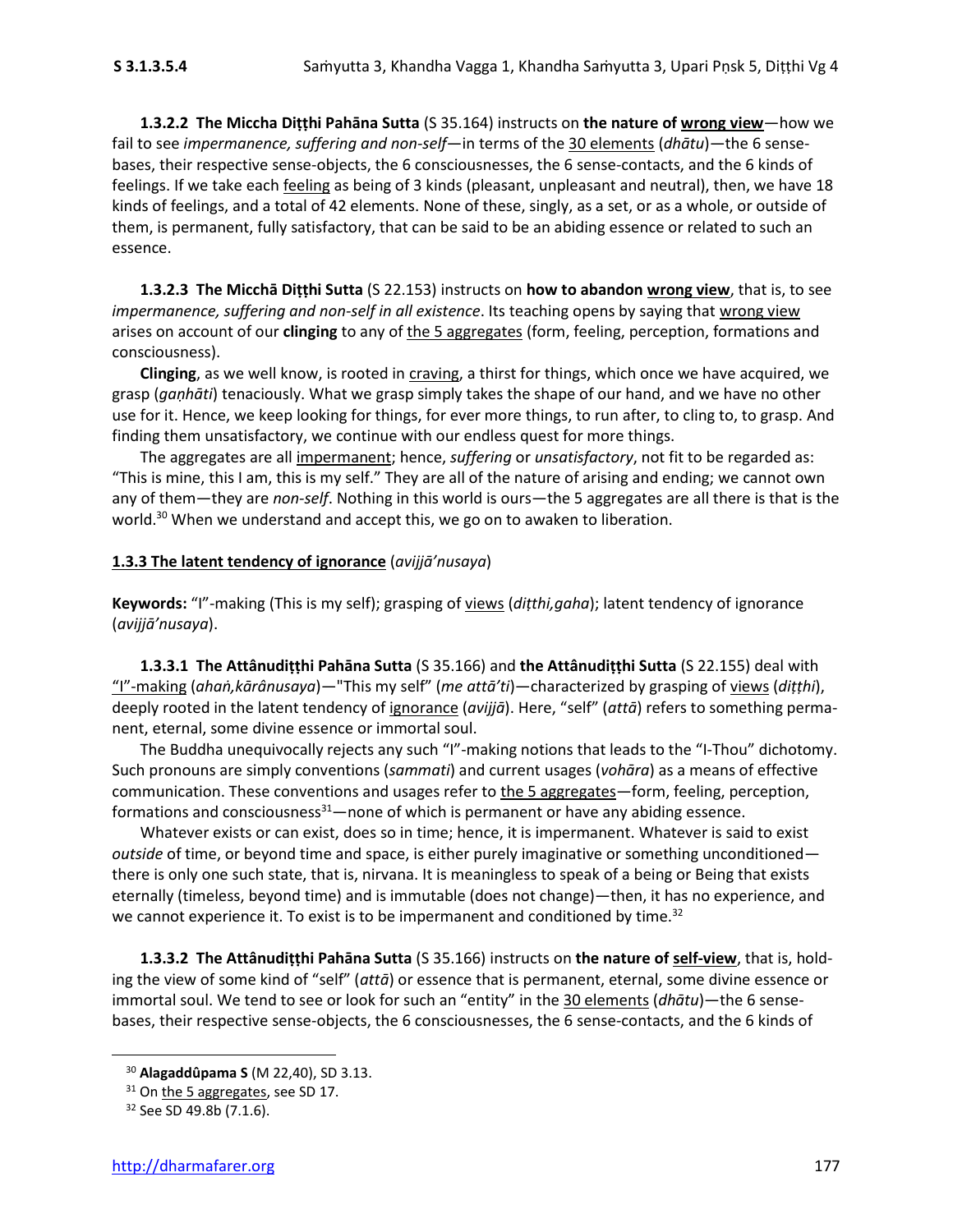**1.3.2.2 The Miccha Diṭṭhi Pahāna Sutta** (S 35.164) instructs on **the nature of wrong view**—how we fail to see *impermanence, suffering and non-self*—in terms of the 30 elements (*dhātu*)—the 6 sense-bases, their respective sense-objects, the 6 consciousnesses, the 6 sense-contacts, and the 6 kinds of feelings. If we take each feeling as being of 3 kinds (pleasant, unpleasant and neutral), then, we have 18 kinds of feelings, and a total of 42 elements. None of these, singly, as a set, or as a whole, or outside of them, is permanent, fully satisfactory, that can be said to be an abiding essence or related to such an essence.

**1.3.2.3 The Micchā Diṭṭhi Sutta** (S 22.153) instructs on **how to abandon wrong view**, that is, to see *impermanence, suffering and non-self in all existence*. Its teaching opens by saying that wrong view arises on account of our **clinging** to any of the 5 aggregates (form, feeling, perception, formations and consciousness).

**Clinging**, as we well know, is rooted in craving, a thirst for things, which once we have acquired, we grasp (*gaṇhāti*) tenaciously. What we grasp simply takes the shape of our hand, and we have no other use for it. Hence, we keep looking for things, for ever more things, to run after, to cling to, to grasp. And finding them unsatisfactory, we continue with our endless quest for more things.

The aggregates are all impermanent; hence, *suffering* or *unsatisfactory*, not fit to be regarded as: "This is mine, this I am, this is my self." They are all of the nature of arising and ending; we cannot own any of them—they are *non-self*. Nothing in this world is ours—the 5 aggregates are all there is that is the world.[30] When we understand and accept this, we go on to awaken to liberation.

### 1.3.3 The latent tendency of ignorance (*avijjā'nusaya*)

**Keywords:** "I"-making (This is my self); grasping of views (*diṭthi,gaha*); latent tendency of ignorance (*avijjā'nusaya*).

**1.3.3.1 The Attânudiṭṭhi Pahāna Sutta** (S 35.166) and **the Attânudiṭṭhi Sutta** (S 22.155) deal with "I"-making (*ahaṅ,kārânusaya*)—"This my self" (*me attā'ti*)—characterized by grasping of views (*diṭṭhi*), deeply rooted in the latent tendency of ignorance (*avijjā*). Here, "self" (*attā*) refers to something permanent, eternal, some divine essence or immortal soul.

The Buddha unequivocally rejects any such "I"-making notions that leads to the "I-Thou" dichotomy. Such pronouns are simply conventions (*sammati*) and current usages (*vohāra*) as a means of effective communication. These conventions and usages refer to the 5 aggregates—form, feeling, perception, formations and consciousness[31]—none of which is permanent or have any abiding essence.

Whatever exists or can exist, does so in time; hence, it is impermanent. Whatever is said to exist *outside* of time, or beyond time and space, is either purely imaginative or something unconditioned—there is only one such state, that is, nirvana. It is meaningless to speak of a being or Being that exists eternally (timeless, beyond time) and is immutable (does not change)—then, it has no experience, and we cannot experience it. To exist is to be impermanent and conditioned by time.[32]

**1.3.3.2 The Attânudiṭṭhi Pahāna Sutta** (S 35.166) instructs on **the nature of self-view**, that is, holding the view of some kind of "self" (*attā*) or essence that is permanent, eternal, some divine essence or immortal soul. We tend to see or look for such an "entity" in the 30 elements (*dhātu*)—the 6 sense-bases, their respective sense-objects, the 6 consciousnesses, the 6 sense-contacts, and the 6 kinds of

---

[30] **Alagaddûpama S** (M 22,40), SD 3.13.

[31] On the 5 aggregates, see SD 17.

[32] See SD 49.8b (7.1.6).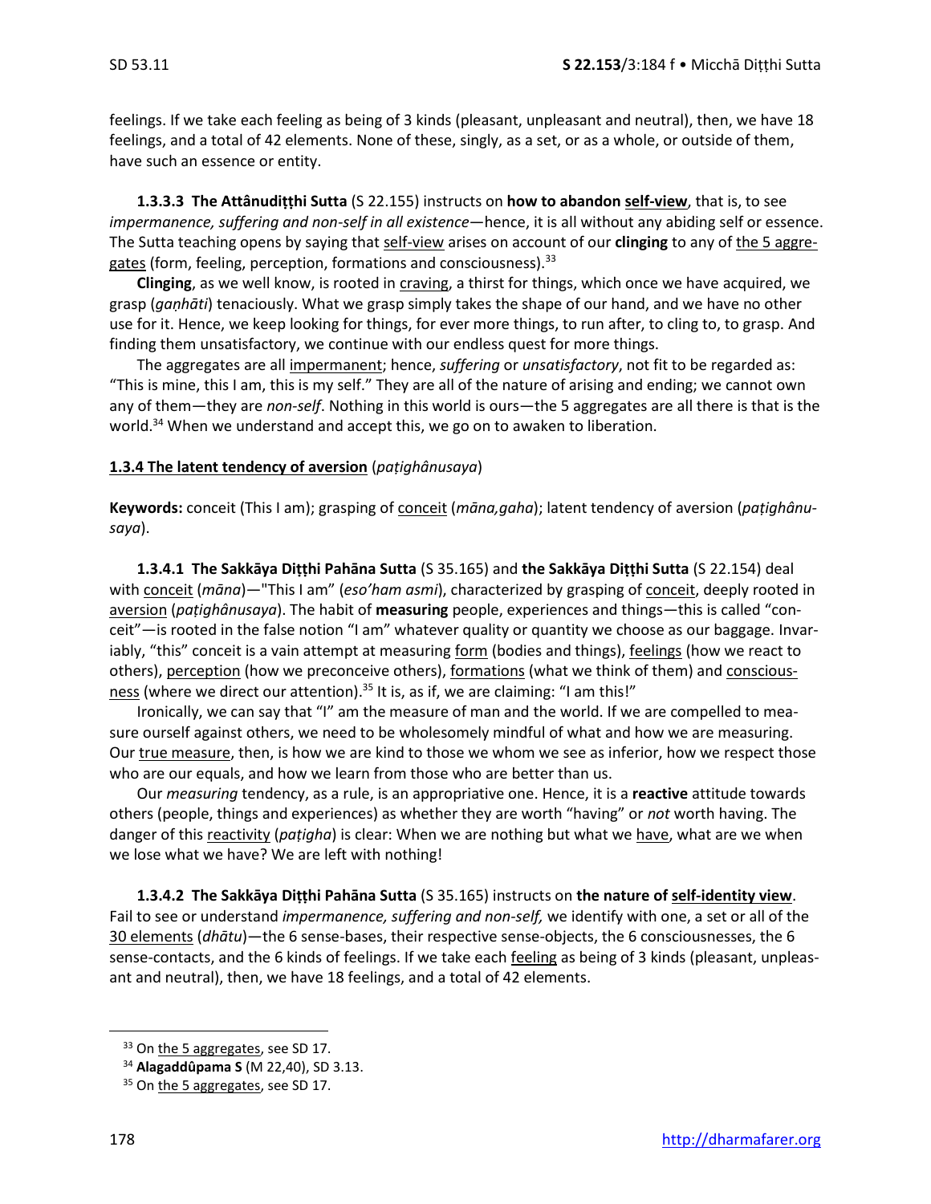feelings. If we take each feeling as being of 3 kinds (pleasant, unpleasant and neutral), then, we have 18 feelings, and a total of 42 elements. None of these, singly, as a set, or as a whole, or outside of them, have such an essence or entity.

**1.3.3.3 The Attânudiṭṭhi Sutta** (S 22.155) instructs on **how to abandon self-view**, that is, to see *impermanence, suffering and non-self in all existence*—hence, it is all without any abiding self or essence. The Sutta teaching opens by saying that self-view arises on account of our **clinging** to any of the 5 aggregates (form, feeling, perception, formations and consciousness).[33]

**Clinging**, as we well know, is rooted in craving, a thirst for things, which once we have acquired, we grasp (*gaṇhāti*) tenaciously. What we grasp simply takes the shape of our hand, and we have no other use for it. Hence, we keep looking for things, for ever more things, to run after, to cling to, to grasp. And finding them unsatisfactory, we continue with our endless quest for more things.

The aggregates are all impermanent; hence, *suffering* or *unsatisfactory*, not fit to be regarded as: "This is mine, this I am, this is my self." They are all of the nature of arising and ending; we cannot own any of them—they are *non-self*. Nothing in this world is ours—the 5 aggregates are all there is that is the world.[34] When we understand and accept this, we go on to awaken to liberation.

### 1.3.4 The latent tendency of aversion (*paṭighânusaya*)

**Keywords:** conceit (This I am); grasping of conceit (*māna,gaha*); latent tendency of aversion (*paṭighânusaya*).

**1.3.4.1 The Sakkāya Diṭṭhi Pahāna Sutta** (S 35.165) and **the Sakkāya Diṭṭhi Sutta** (S 22.154) deal with conceit (*māna*)—"This I am" (*eso'ham asmi*), characterized by grasping of conceit, deeply rooted in aversion (*paṭighânusaya*). The habit of **measuring** people, experiences and things—this is called "conceit"—is rooted in the false notion "I am" whatever quality or quantity we choose as our baggage. Invariably, "this" conceit is a vain attempt at measuring form (bodies and things), feelings (how we react to others), perception (how we preconceive others), formations (what we think of them) and consciousness (where we direct our attention).[35] It is, as if, we are claiming: "I am this!"

Ironically, we can say that "I" am the measure of man and the world. If we are compelled to measure ourself against others, we need to be wholesomely mindful of what and how we are measuring. Our true measure, then, is how we are kind to those we whom we see as inferior, how we respect those who are our equals, and how we learn from those who are better than us.

Our *measuring* tendency, as a rule, is an appropriative one. Hence, it is a **reactive** attitude towards others (people, things and experiences) as whether they are worth "having" or *not* worth having. The danger of this reactivity (*paṭigha*) is clear: When we are nothing but what we have, what are we when we lose what we have? We are left with nothing!

**1.3.4.2 The Sakkāya Diṭṭhi Pahāna Sutta** (S 35.165) instructs on **the nature of self-identity view**. Fail to see or understand *impermanence, suffering and non-self,* we identify with one, a set or all of the 30 elements (*dhātu*)—the 6 sense-bases, their respective sense-objects, the 6 consciousnesses, the 6 sense-contacts, and the 6 kinds of feelings. If we take each feeling as being of 3 kinds (pleasant, unpleasant and neutral), then, we have 18 feelings, and a total of 42 elements.

---

[33] On the 5 aggregates, see SD 17.

[34] **Alagaddûpama S** (M 22,40), SD 3.13.

[35] On the 5 aggregates, see SD 17.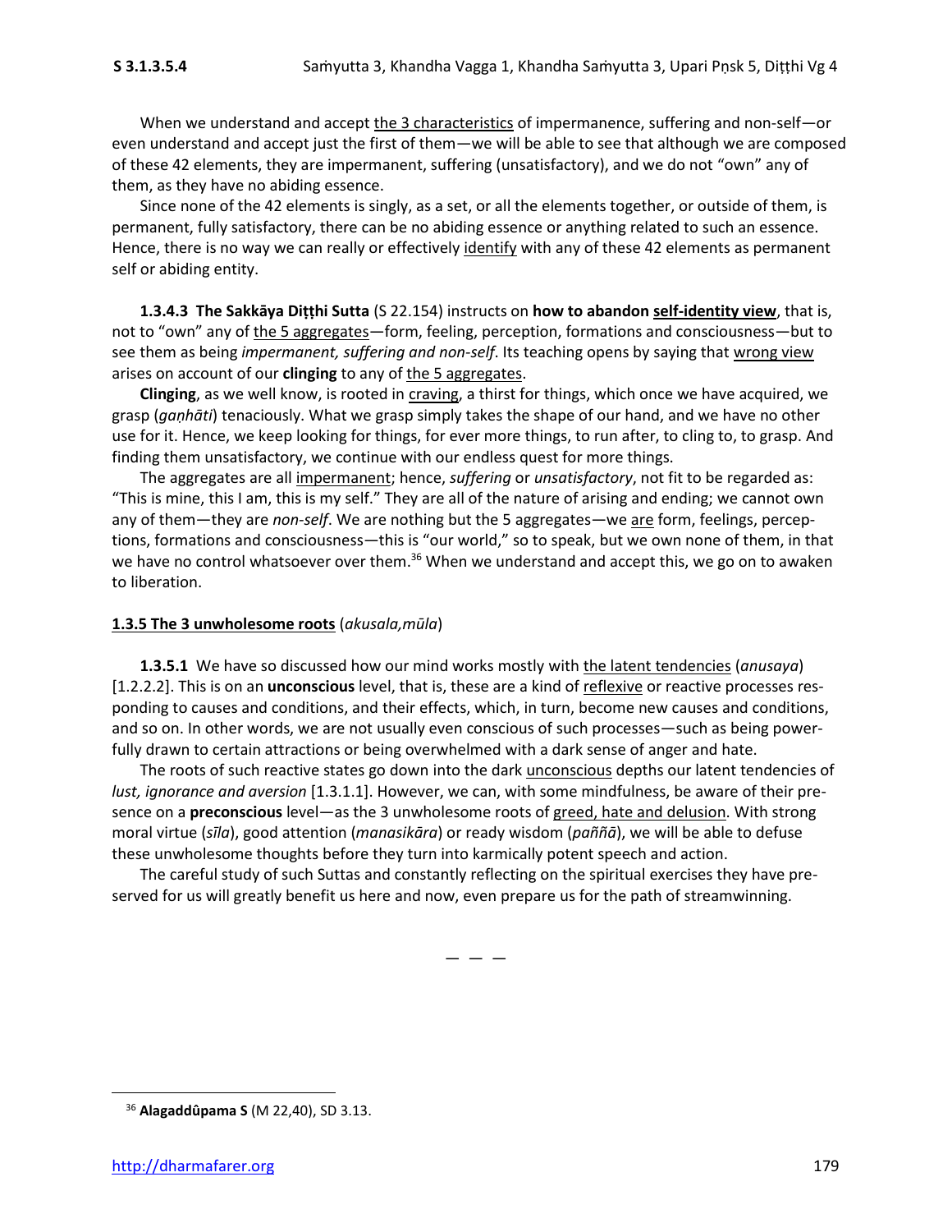When we understand and accept the 3 characteristics of impermanence, suffering and non-self—or even understand and accept just the first of them—we will be able to see that although we are composed of these 42 elements, they are impermanent, suffering (unsatisfactory), and we do not "own" any of them, as they have no abiding essence.

Since none of the 42 elements is singly, as a set, or all the elements together, or outside of them, is permanent, fully satisfactory, there can be no abiding essence or anything related to such an essence. Hence, there is no way we can really or effectively identify with any of these 42 elements as permanent self or abiding entity.

**1.3.4.3 The Sakkāya Diṭṭhi Sutta** (S 22.154) instructs on **how to abandon self-identity view**, that is, not to "own" any of the 5 aggregates—form, feeling, perception, formations and consciousness—but to see them as being *impermanent, suffering and non-self*. Its teaching opens by saying that wrong view arises on account of our **clinging** to any of the 5 aggregates.

**Clinging**, as we well know, is rooted in craving, a thirst for things, which once we have acquired, we grasp (*gaṇhāti*) tenaciously. What we grasp simply takes the shape of our hand, and we have no other use for it. Hence, we keep looking for things, for ever more things, to run after, to cling to, to grasp. And finding them unsatisfactory, we continue with our endless quest for more things.

The aggregates are all impermanent; hence, *suffering* or *unsatisfactory*, not fit to be regarded as: "This is mine, this I am, this is my self." They are all of the nature of arising and ending; we cannot own any of them—they are *non-self*. We are nothing but the 5 aggregates—we are form, feelings, perceptions, formations and consciousness—this is "our world," so to speak, but we own none of them, in that we have no control whatsoever over them.[36] When we understand and accept this, we go on to awaken to liberation.

## 1.3.5 The 3 unwholesome roots (*akusala,mūla*)

**1.3.5.1** We have so discussed how our mind works mostly with the latent tendencies (*anusaya*) [1.2.2.2]. This is on an **unconscious** level, that is, these are a kind of reflexive or reactive processes responding to causes and conditions, and their effects, which, in turn, become new causes and conditions, and so on. In other words, we are not usually even conscious of such processes—such as being powerfully drawn to certain attractions or being overwhelmed with a dark sense of anger and hate.

The roots of such reactive states go down into the dark unconscious depths our latent tendencies of *lust, ignorance and aversion* [1.3.1.1]. However, we can, with some mindfulness, be aware of their presence on a **preconscious** level—as the 3 unwholesome roots of greed, hate and delusion. With strong moral virtue (*sīla*), good attention (*manasikāra*) or ready wisdom (*paññā*), we will be able to defuse these unwholesome thoughts before they turn into karmically potent speech and action.

The careful study of such Suttas and constantly reflecting on the spiritual exercises they have preserved for us will greatly benefit us here and now, even prepare us for the path of streamwinning.

— — —

[36] **Alagaddûpama S** (M 22,40), SD 3.13.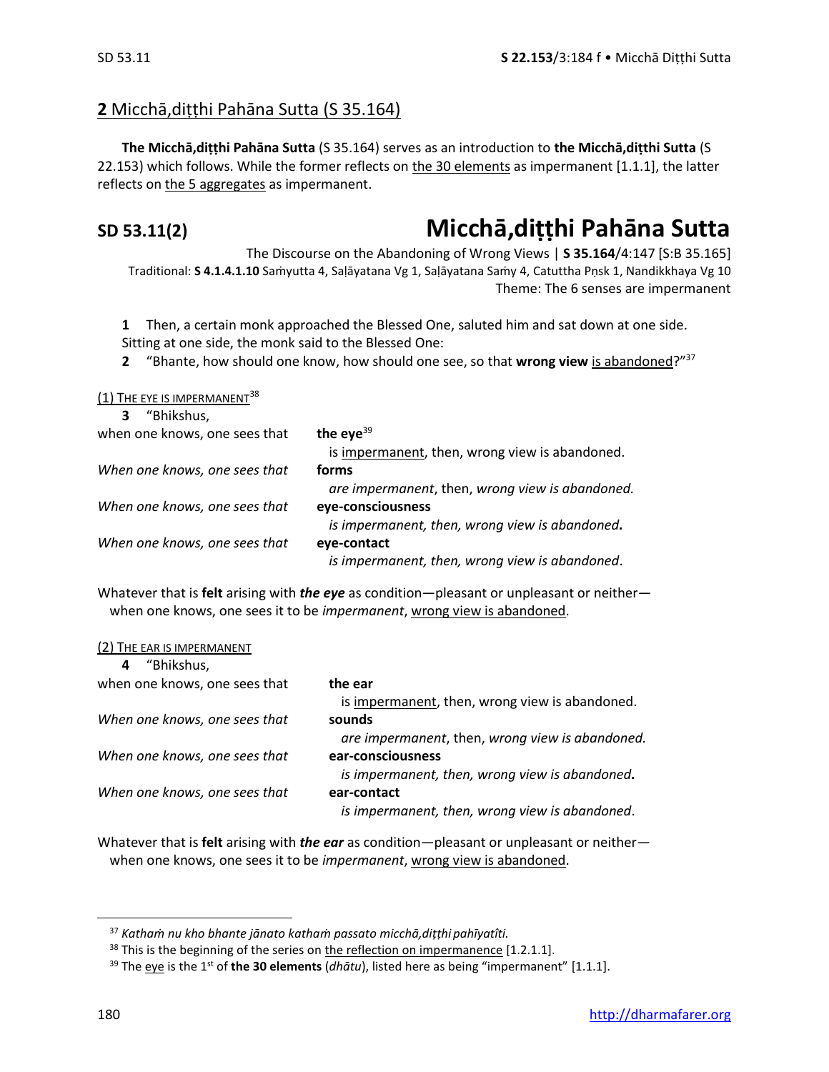## **2** Micchā,diṭṭhi Pahāna Sutta (S 35.164)

**The Micchā,diṭṭhi Pahāna Sutta** (S 35.164) serves as an introduction to **the Micchā,diṭṭhi Sutta** (S 22.153) which follows. While the former reflects on the 30 elements as impermanent [1.1.1], the latter reflects on the 5 aggregates as impermanent.

# **SD 53.11(2)** Micchā,diṭṭhi Pahāna Sutta

The Discourse on the Abandoning of Wrong Views | **S 35.164**/4:147 [S:B 35.165]

Traditional: **S 4.1.4.1.10** Saṁyutta 4, Saḷāyatana Vg 1, Saḷāyatana Saṁy 4, Catuttha Pṇsk 1, Nandikkhaya Vg 10

Theme: The 6 senses are impermanent

**1** Then, a certain monk approached the Blessed One, saluted him and sat down at one side. Sitting at one side, the monk said to the Blessed One:

**2** "Bhante, how should one know, how should one see, so that **wrong view** is abandoned?"[37]

(1) The eye is impermanent[38]

**3** "Bhikshus,

when one knows, one sees that **the eye**[39]
is impermanent, then, wrong view is abandoned.

*When one knows, one sees that* **forms**
*are impermanent*, then, *wrong view is abandoned.*

*When one knows, one sees that* **eye-consciousness**
*is impermanent, then, wrong view is abandoned.*

*When one knows, one sees that* **eye-contact**
*is impermanent, then, wrong view is abandoned*.

Whatever that is **felt** arising with ***the eye*** as condition—pleasant or unpleasant or neither—
when one knows, one sees it to be *impermanent*, wrong view is abandoned.

(2) The ear is impermanent

**4** "Bhikshus,

when one knows, one sees that **the ear**
is impermanent, then, wrong view is abandoned.

*When one knows, one sees that* **sounds**
*are impermanent*, then, *wrong view is abandoned.*

*When one knows, one sees that* **ear-consciousness**
*is impermanent, then, wrong view is abandoned.*

*When one knows, one sees that* **ear-contact**
*is impermanent, then, wrong view is abandoned*.

Whatever that is **felt** arising with ***the ear*** as condition—pleasant or unpleasant or neither—
when one knows, one sees it to be *impermanent*, wrong view is abandoned.

---

[37] *Kathaṁ nu kho bhante jānato kathaṁ passato micchā,diṭṭhi pahīyatîti.*

[38] This is the beginning of the series on the reflection on impermanence [1.2.1.1].

[39] The eye is the 1st of **the 30 elements** (*dhātu*), listed here as being "impermanent" [1.1.1].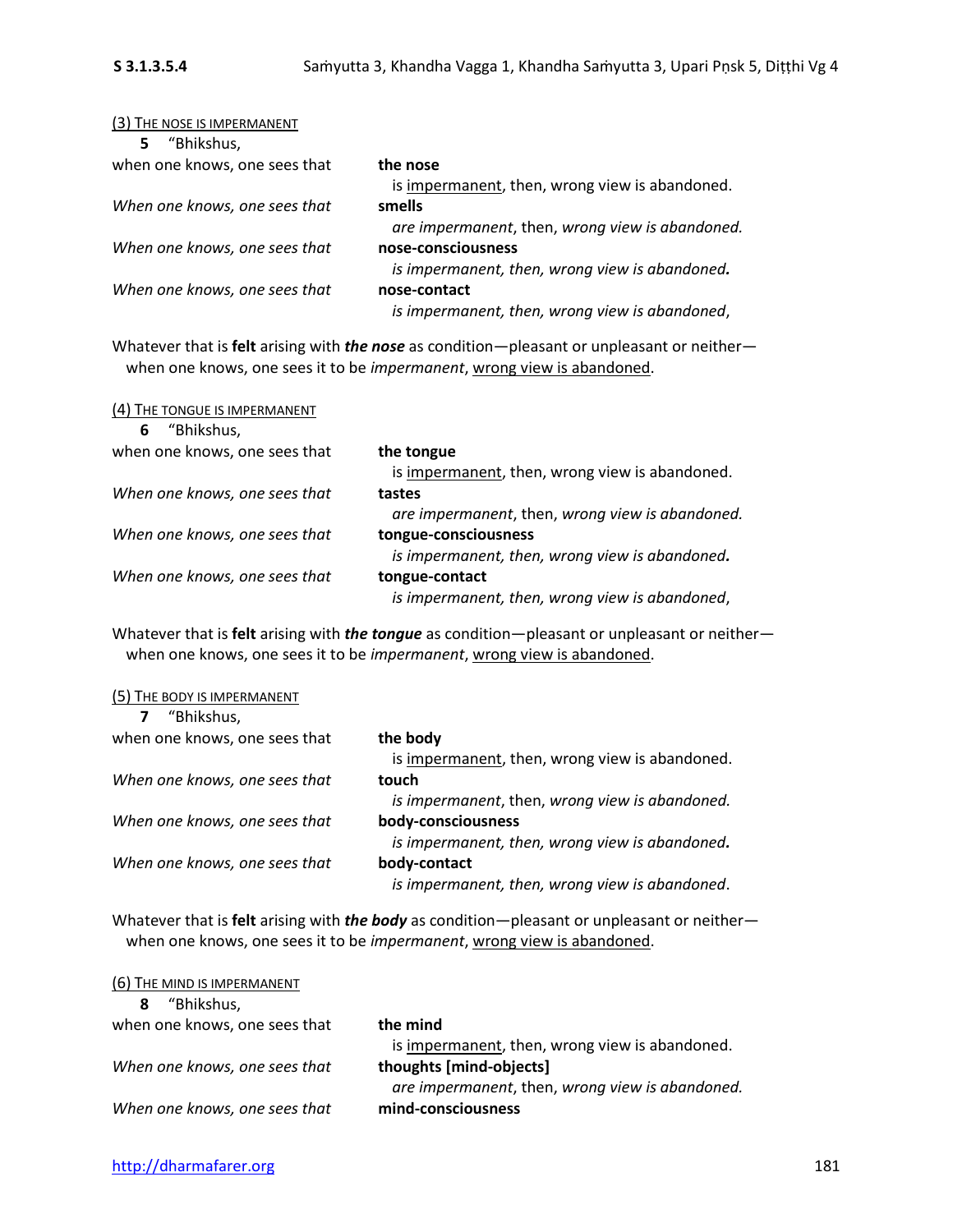<u>(3) THE NOSE IS IMPERMANENT</u>

**5** "Bhikshus,

when one knows, one sees that **the nose**
is <u>impermanent</u>, then, wrong view is abandoned.

*When one knows, one sees that* **smells**
*are impermanent*, then, *wrong view is abandoned.*

*When one knows, one sees that* **nose-consciousness**
*is impermanent, then, wrong view is abandoned.*

*When one knows, one sees that* **nose-contact**
*is impermanent, then, wrong view is abandoned*,

Whatever that is **felt** arising with ***the nose*** as condition—pleasant or unpleasant or neither—when one knows, one sees it to be *impermanent*, <u>wrong view is abandoned</u>.

<u>(4) THE TONGUE IS IMPERMANENT</u>

**6** "Bhikshus,

when one knows, one sees that **the tongue**
is <u>impermanent</u>, then, wrong view is abandoned.

*When one knows, one sees that* **tastes**
*are impermanent*, then, *wrong view is abandoned.*

*When one knows, one sees that* **tongue-consciousness**
*is impermanent, then, wrong view is abandoned.*

*When one knows, one sees that* **tongue-contact**
*is impermanent, then, wrong view is abandoned*,

Whatever that is **felt** arising with ***the tongue*** as condition—pleasant or unpleasant or neither—when one knows, one sees it to be *impermanent*, <u>wrong view is abandoned</u>.

<u>(5) THE BODY IS IMPERMANENT</u>

**7** "Bhikshus,

when one knows, one sees that **the body**
is <u>impermanent</u>, then, wrong view is abandoned.

*When one knows, one sees that* **touch**
*is impermanent*, then, *wrong view is abandoned.*

*When one knows, one sees that* **body-consciousness**
*is impermanent, then, wrong view is abandoned.*

*When one knows, one sees that* **body-contact**
*is impermanent, then, wrong view is abandoned*.

Whatever that is **felt** arising with ***the body*** as condition—pleasant or unpleasant or neither—when one knows, one sees it to be *impermanent*, <u>wrong view is abandoned</u>.

<u>(6) THE MIND IS IMPERMANENT</u>

**8** "Bhikshus,

when one knows, one sees that **the mind**
is <u>impermanent</u>, then, wrong view is abandoned.

*When one knows, one sees that* **thoughts [mind-objects]**
*are impermanent*, then, *wrong view is abandoned.*

*When one knows, one sees that* **mind-consciousness**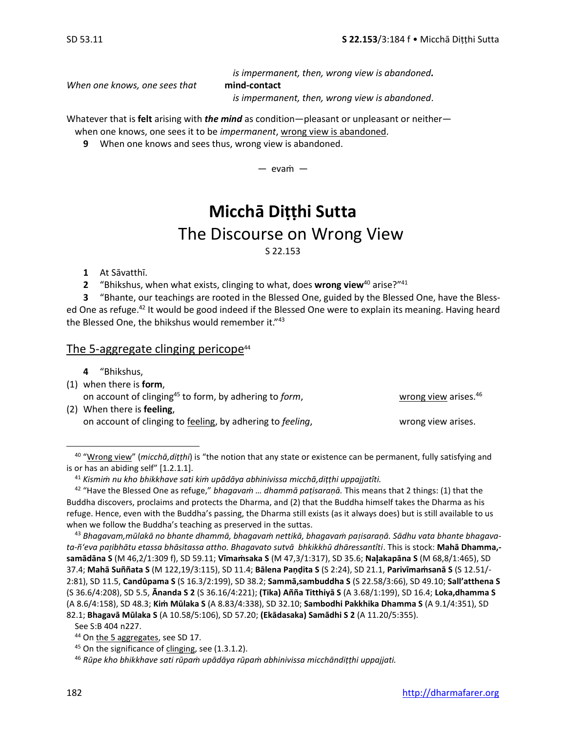*is impermanent, then, wrong view is abandoned.*

*When one knows, one sees that* **mind-contact**
*is impermanent, then, wrong view is abandoned*.

Whatever that is **felt** arising with ***the mind*** as condition—pleasant or unpleasant or neither—
when one knows, one sees it to be *impermanent*, wrong view is abandoned.

**9** When one knows and sees thus, wrong view is abandoned.

— evaṁ —

# Micchā Diṭṭhi Sutta

## The Discourse on Wrong View

S 22.153

**1** At Sāvatthī.

**2** "Bhikshus, when what exists, clinging to what, does **wrong view**[40] arise?"[41]

**3** "Bhante, our teachings are rooted in the Blessed One, guided by the Blessed One, have the Blessed One as refuge.[42] It would be good indeed if the Blessed One were to explain its meaning. Having heard the Blessed One, the bhikshus would remember it."[43]

### The 5-aggregate clinging pericope[44]

**4** "Bhikshus,

(1) when there is **form**,
on account of clinging[45] to form, by adhering to *form*, wrong view arises.[46]

(2) When there is **feeling**,
on account of clinging to feeling, by adhering to *feeling*, wrong view arises.

---

[40] "Wrong view" (*micchā,diṭṭhi*) is "the notion that any state or existence can be permanent, fully satisfying and is or has an abiding self" [1.2.1.1].

[41] *Kismiṁ nu kho bhikkhave sati kiṁ upādāya abhinivissa micchā,diṭṭhi uppajjatîti.*

[42] "Have the Blessed One as refuge," *bhagavaṁ … dhammā paṭisaraṇā.* This means that 2 things: (1) that the Buddha discovers, proclaims and protects the Dharma, and (2) that the Buddha himself takes the Dharma as his refuge. Hence, even with the Buddha's passing, the Dharma still exists (as it always does) but is still available to us when we follow the Buddha's teaching as preserved in the suttas.

[43] *Bhagavam,mūlakā no bhante dhammā, bhagavaṁ nettikā, bhagavaṁ paṭisaraṇā. Sādhu vata bhante bhagavata-ñ'eva paṭibhātu etassa bhāsitassa attho. Bhagavato sutvā bhkikkhū dhāressantîti*. This is stock: **Mahā Dhamma,-samādāna S** (M 46,2/1:309 f), SD 59.11; **Vīmaṁsaka S** (M 47,3/1:317), SD 35.6; **Naḷakapāna S** (M 68,8/1:465), SD 37.4; **Mahā Suññata S** (M 122,19/3:115), SD 11.4; **Bālena Paṇḍita S** (S 2:24), SD 21.1, **Parivīmaṁsanā S** (S 12.51/-2:81), SD 11.5, **Candûpama S** (S 16.3/2:199), SD 38.2; **Sammā,sambuddha S** (S 22.58/3:66), SD 49.10; **Sall'atthena S** (S 36.6/4:208), SD 5.5, **Ānanda S 2** (S 36.16/4:221); **(Tika) Añña Titthiyā S** (A 3.68/1:199), SD 16.4; **Loka,dhamma S** (A 8.6/4:158), SD 48.3; **Kiṁ Mūlaka S** (A 8.83/4:338), SD 32.10; **Sambodhi Pakkhika Dhamma S** (A 9.1/4:351), SD 82.1; **Bhagavā Mūlaka S** (A 10.58/5:106), SD 57.20; **(Ekādasaka) Samādhi S 2** (A 11.20/5:355).
See S:B 404 n227.

[44] On the 5 aggregates, see SD 17.

[45] On the significance of clinging, see (1.3.1.2).

[46] *Rūpe kho bhikkhave sati rūpaṁ upādāya rūpaṁ abhinivissa micchādiṭṭhi uppajjati.*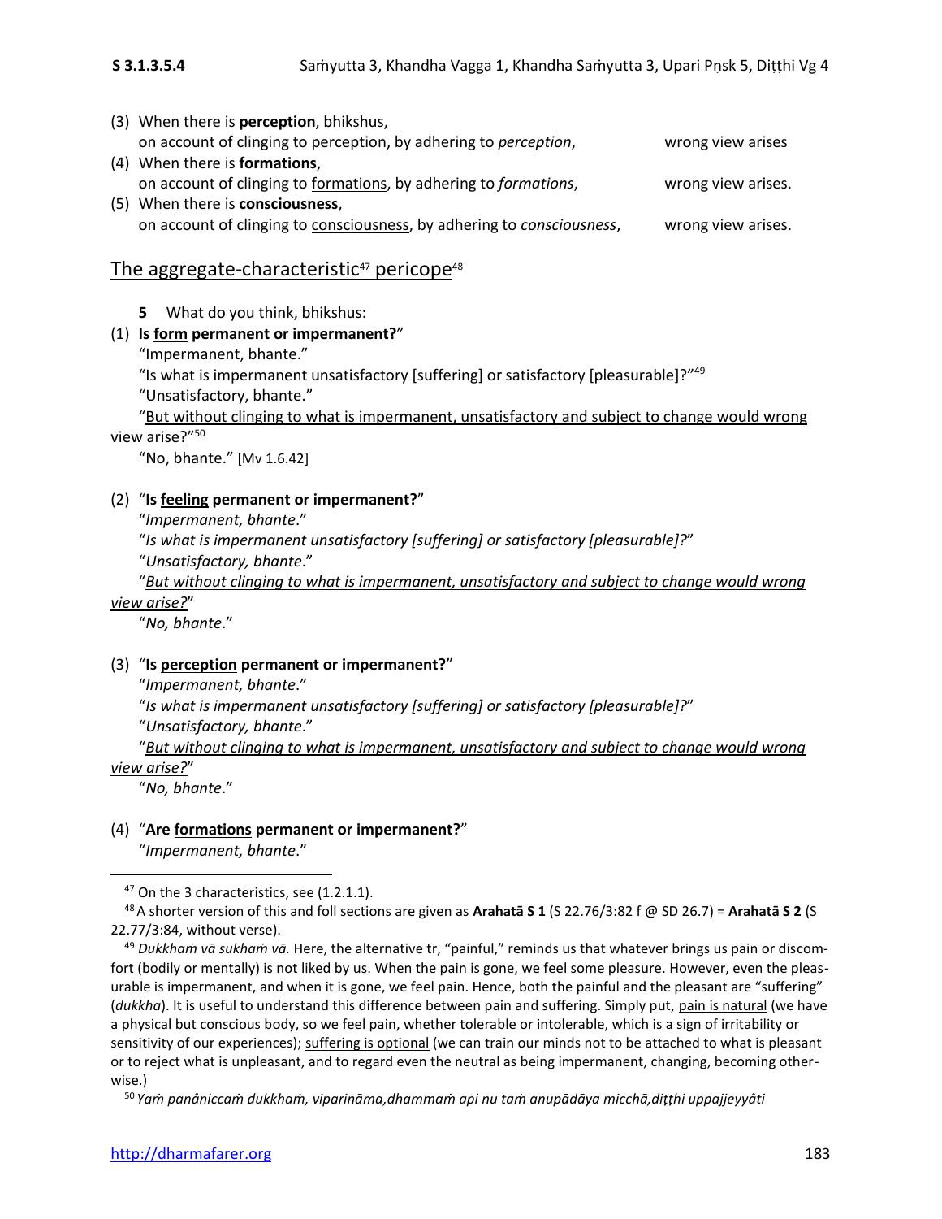(3) When there is **perception**, bhikshus,
on account of clinging to perception, by adhering to *perception*, wrong view arises

(4) When there is **formations**,
on account of clinging to formations, by adhering to *formations*, wrong view arises.

(5) When there is **consciousness**,
on account of clinging to consciousness, by adhering to *consciousness*, wrong view arises.

## The aggregate-characteristic[47] pericope[48]

**5** What do you think, bhikshus:

(1) **Is form permanent or impermanent?**"
"Impermanent, bhante."
"Is what is impermanent unsatisfactory [suffering] or satisfactory [pleasurable]?"[49]
"Unsatisfactory, bhante."
"But without clinging to what is impermanent, unsatisfactory and subject to change would wrong view arise?"[50]
"No, bhante." [Mv 1.6.42]

(2) "**Is feeling permanent or impermanent?**"
"*Impermanent, bhante*."
"*Is what is impermanent unsatisfactory [suffering] or satisfactory [pleasurable]?*"
"*Unsatisfactory, bhante*."
"*But without clinging to what is impermanent, unsatisfactory and subject to change would wrong view arise?*"
"*No, bhante*."

(3) "**Is perception permanent or impermanent?**"
"*Impermanent, bhante*."
"*Is what is impermanent unsatisfactory [suffering] or satisfactory [pleasurable]?*"
"*Unsatisfactory, bhante*."
"*But without clinging to what is impermanent, unsatisfactory and subject to change would wrong view arise?*"
"*No, bhante*."

(4) "**Are formations permanent or impermanent?**"
"*Impermanent, bhante*."

---

[47] On the 3 characteristics, see (1.2.1.1).

[48] A shorter version of this and foll sections are given as **Arahatā S 1** (S 22.76/3:82 f @ SD 26.7) = **Arahatā S 2** (S 22.77/3:84, without verse).

[49] *Dukkhaṁ vā sukhaṁ vā.* Here, the alternative tr, "painful," reminds us that whatever brings us pain or discomfort (bodily or mentally) is not liked by us. When the pain is gone, we feel some pleasure. However, even the pleasurable is impermanent, and when it is gone, we feel pain. Hence, both the painful and the pleasant are "suffering" (*dukkha*). It is useful to understand this difference between pain and suffering. Simply put, pain is natural (we have a physical but conscious body, so we feel pain, whether tolerable or intolerable, which is a sign of irritability or sensitivity of our experiences); suffering is optional (we can train our minds not to be attached to what is pleasant or to reject what is unpleasant, and to regard even the neutral as being impermanent, changing, becoming otherwise.)

[50] *Yaṁ panâniccaṁ dukkhaṁ, vipariṇāma,dhammaṁ api nu taṁ anupādāya micchā,diṭṭhi uppajjeyyâti*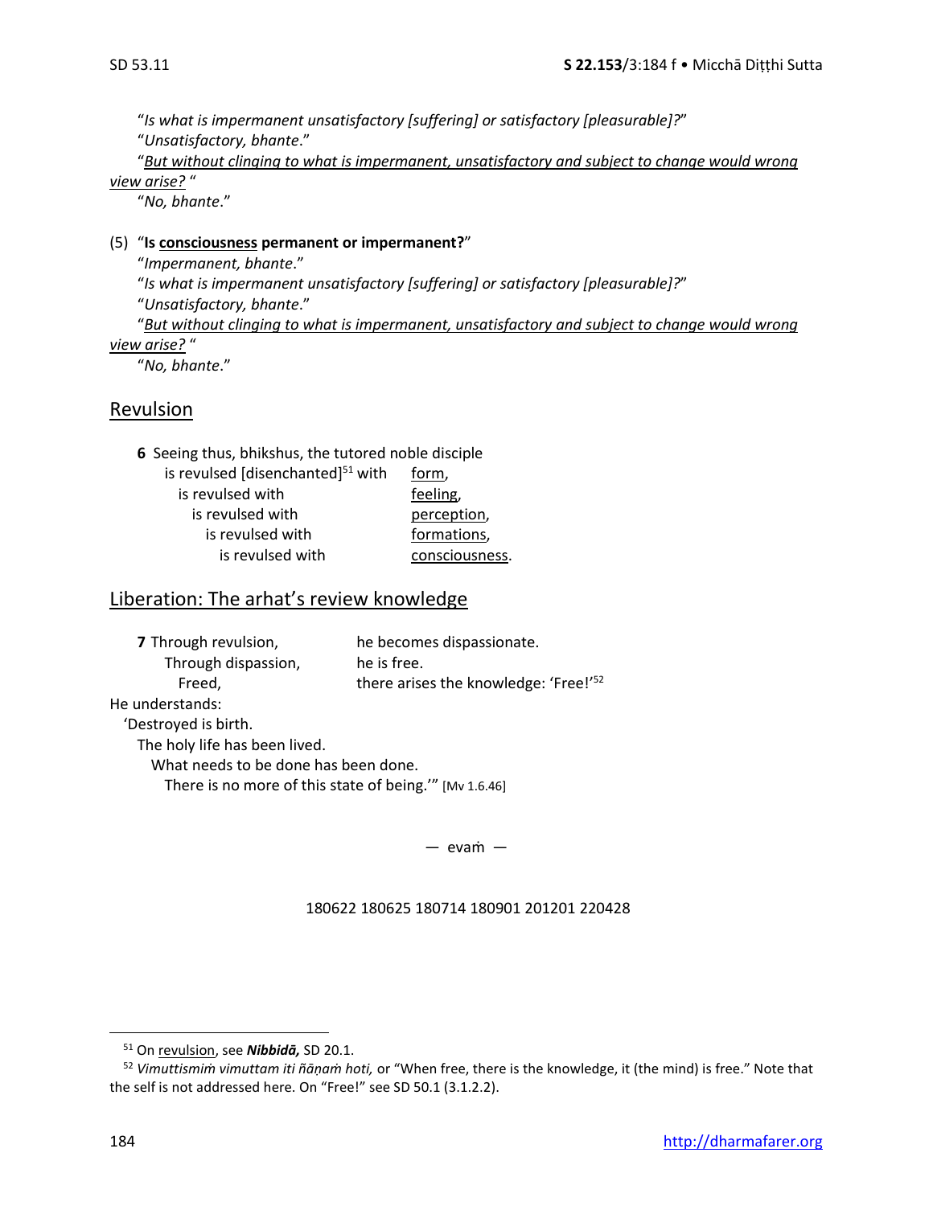"*Is what is impermanent unsatisfactory [suffering] or satisfactory [pleasurable]?*"

"*Unsatisfactory, bhante*."

"*But without clinging to what is impermanent, unsatisfactory and subject to change would wrong view arise?* "

"*No, bhante*."

(5) "**Is consciousness permanent or impermanent?**"

"*Impermanent, bhante*."

"*Is what is impermanent unsatisfactory [suffering] or satisfactory [pleasurable]?*"

"*Unsatisfactory, bhante*."

"*But without clinging to what is impermanent, unsatisfactory and subject to change would wrong view arise?* "

"*No, bhante*."

## Revulsion

**6** Seeing thus, bhikshus, the tutored noble disciple
is revulsed [disenchanted][51] with form,
is revulsed with feeling,
is revulsed with perception,
is revulsed with formations,
is revulsed with consciousness.

## Liberation: The arhat's review knowledge

**7** Through revulsion, he becomes dispassionate.
Through dispassion, he is free.
Freed, there arises the knowledge: 'Free!'[52]

He understands:
'Destroyed is birth.
The holy life has been lived.
What needs to be done has been done.
There is no more of this state of being.'" [Mv 1.6.46]

— evaṁ —

180622 180625 180714 180901 201201 220428

---

[51] On revulsion, see ***Nibbidā,*** SD 20.1.

[52] *Vimuttismiṁ vimuttam iti ñāṇaṁ hoti,* or "When free, there is the knowledge, it (the mind) is free." Note that the self is not addressed here. On "Free!" see SD 50.1 (3.1.2.2).